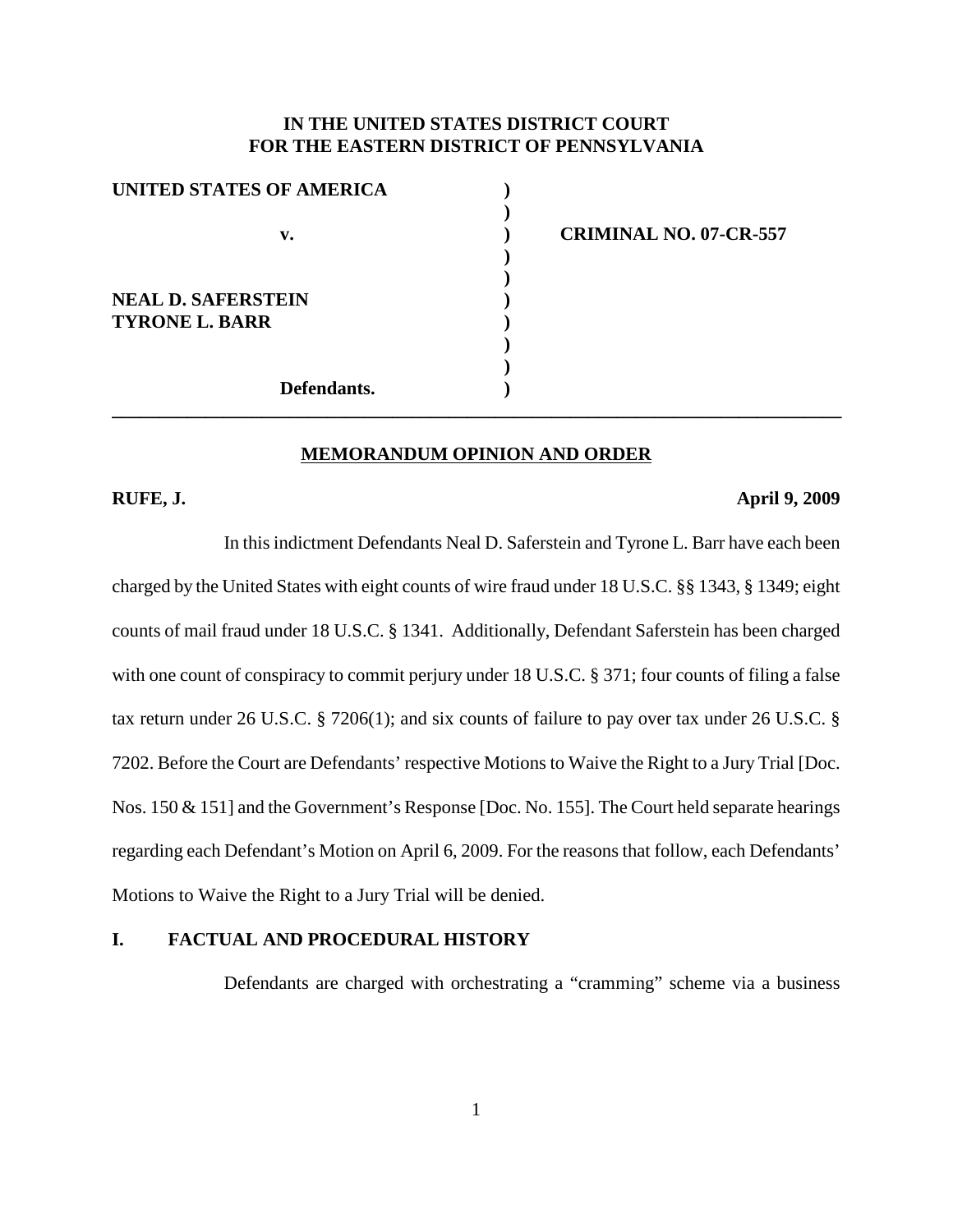**IN THE UNITED STATES DISTRICT COURT**
**FOR THE EASTERN DISTRICT OF PENNSYLVANIA**

| | | |
|---|---|---|
| **UNITED STATES OF AMERICA** | ) | |
| | ) | |
| **v.** | ) | **CRIMINAL NO. 07-CR-557** |
| | ) | |
| | ) | |
| **NEAL D. SAFERSTEIN** | ) | |
| **TYRONE L. BARR** | ) | |
| | ) | |
| | ) | |
| **Defendants.** | ) | |

## MEMORANDUM OPINION AND ORDER

**RUFE, J.** **April 9, 2009**

In this indictment Defendants Neal D. Saferstein and Tyrone L. Barr have each been charged by the United States with eight counts of wire fraud under 18 U.S.C. §§ 1343, § 1349; eight counts of mail fraud under 18 U.S.C. § 1341. Additionally, Defendant Saferstein has been charged with one count of conspiracy to commit perjury under 18 U.S.C. § 371; four counts of filing a false tax return under 26 U.S.C. § 7206(1); and six counts of failure to pay over tax under 26 U.S.C. § 7202. Before the Court are Defendants' respective Motions to Waive the Right to a Jury Trial [Doc. Nos. 150 & 151] and the Government's Response [Doc. No. 155]. The Court held separate hearings regarding each Defendant's Motion on April 6, 2009. For the reasons that follow, each Defendants' Motions to Waive the Right to a Jury Trial will be denied.

## I. FACTUAL AND PROCEDURAL HISTORY

Defendants are charged with orchestrating a "cramming" scheme via a business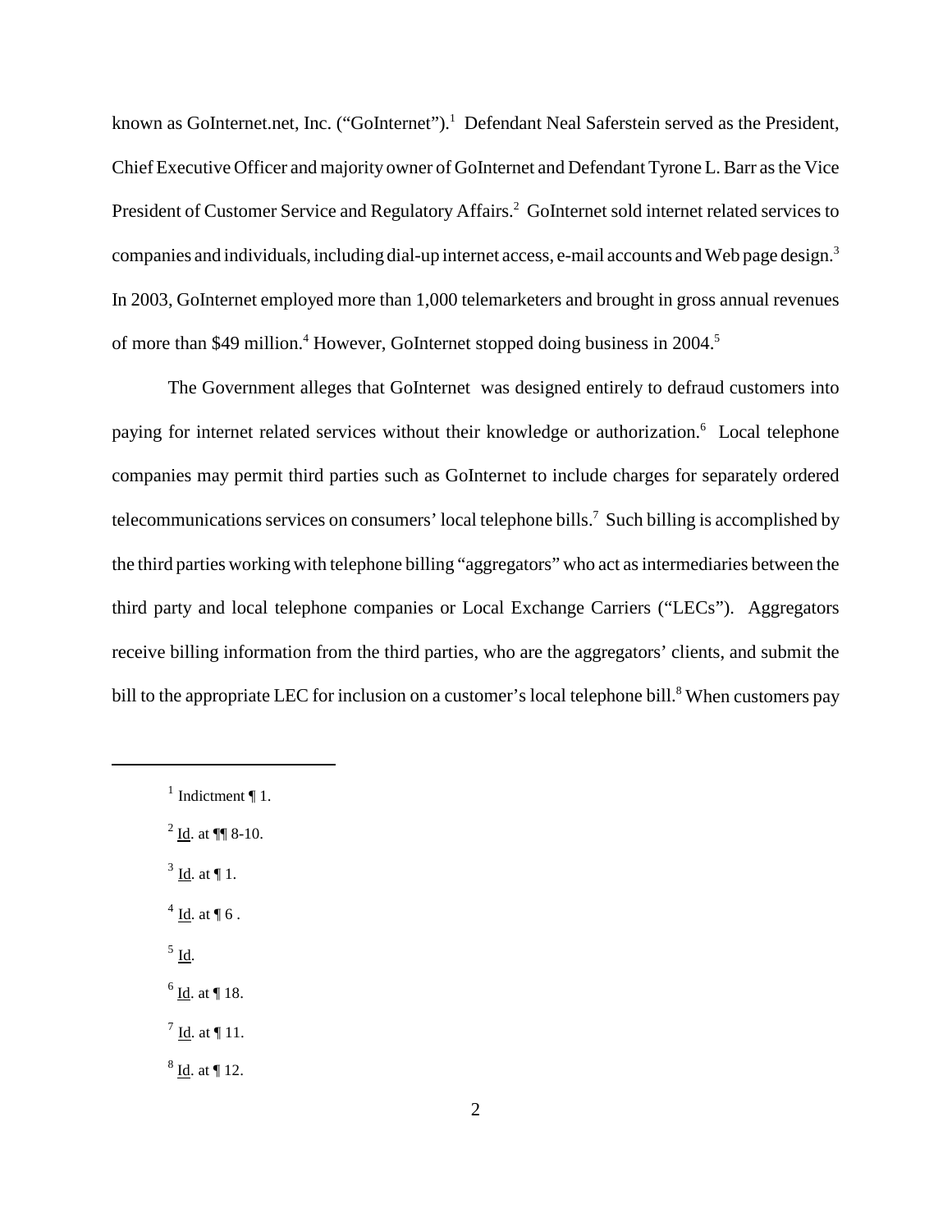known as GoInternet.net, Inc. ("GoInternet").[1] Defendant Neal Saferstein served as the President, Chief Executive Officer and majority owner of GoInternet and Defendant Tyrone L. Barr as the Vice President of Customer Service and Regulatory Affairs.[2] GoInternet sold internet related services to companies and individuals, including dial-up internet access, e-mail accounts and Web page design.[3] In 2003, GoInternet employed more than 1,000 telemarketers and brought in gross annual revenues of more than $49 million.[4] However, GoInternet stopped doing business in 2004.[5]

The Government alleges that GoInternet was designed entirely to defraud customers into paying for internet related services without their knowledge or authorization.[6] Local telephone companies may permit third parties such as GoInternet to include charges for separately ordered telecommunications services on consumers' local telephone bills.[7] Such billing is accomplished by the third parties working with telephone billing "aggregators" who act as intermediaries between the third party and local telephone companies or Local Exchange Carriers ("LECs"). Aggregators receive billing information from the third parties, who are the aggregators' clients, and submit the bill to the appropriate LEC for inclusion on a customer's local telephone bill.[8] When customers pay

---

[1] Indictment ¶ 1.

[2] Id. at ¶¶ 8-10.

[3] Id. at ¶ 1.

[4] Id. at ¶ 6 .

[5] Id.

[6] Id. at ¶ 18.

[7] Id. at ¶ 11.

[8] Id. at ¶ 12.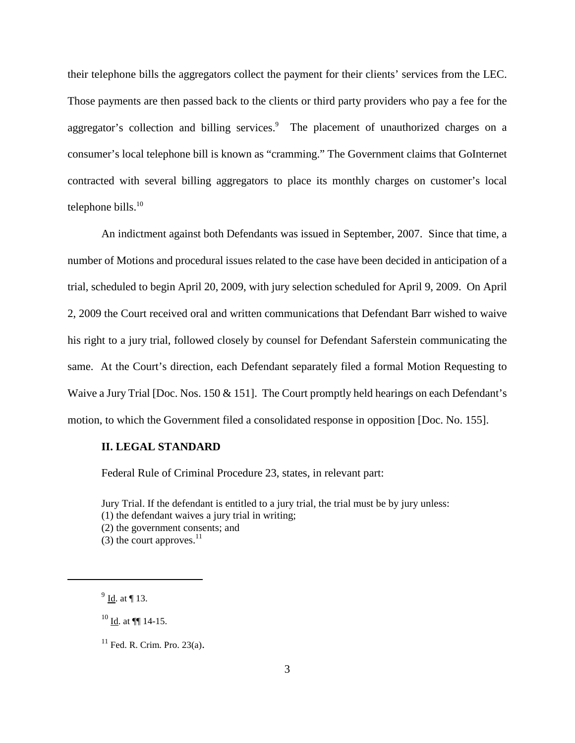their telephone bills the aggregators collect the payment for their clients' services from the LEC. Those payments are then passed back to the clients or third party providers who pay a fee for the aggregator's collection and billing services.[9] The placement of unauthorized charges on a consumer's local telephone bill is known as "cramming." The Government claims that GoInternet contracted with several billing aggregators to place its monthly charges on customer's local telephone bills.[10]

An indictment against both Defendants was issued in September, 2007. Since that time, a number of Motions and procedural issues related to the case have been decided in anticipation of a trial, scheduled to begin April 20, 2009, with jury selection scheduled for April 9, 2009. On April 2, 2009 the Court received oral and written communications that Defendant Barr wished to waive his right to a jury trial, followed closely by counsel for Defendant Saferstein communicating the same. At the Court's direction, each Defendant separately filed a formal Motion Requesting to Waive a Jury Trial [Doc. Nos. 150 & 151]. The Court promptly held hearings on each Defendant's motion, to which the Government filed a consolidated response in opposition [Doc. No. 155].

## II. LEGAL STANDARD

Federal Rule of Criminal Procedure 23, states, in relevant part:

> Jury Trial. If the defendant is entitled to a jury trial, the trial must be by jury unless:
> (1) the defendant waives a jury trial in writing;
> (2) the government consents; and
> (3) the court approves.[11]

---

[9] Id. at ¶ 13.

[10] Id. at ¶¶ 14-15.

[11] Fed. R. Crim. Pro. 23(a).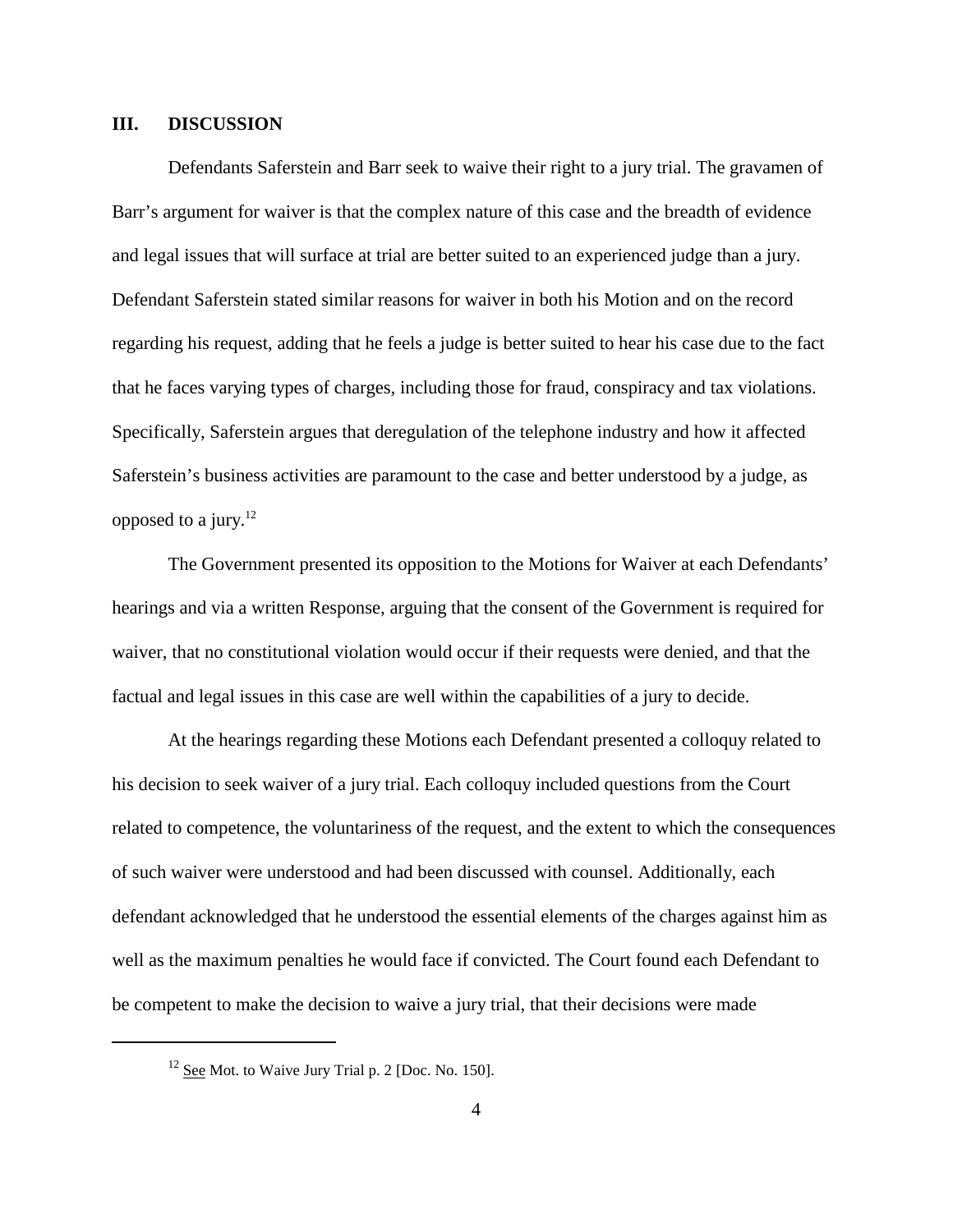## III. DISCUSSION

Defendants Saferstein and Barr seek to waive their right to a jury trial. The gravamen of Barr's argument for waiver is that the complex nature of this case and the breadth of evidence and legal issues that will surface at trial are better suited to an experienced judge than a jury. Defendant Saferstein stated similar reasons for waiver in both his Motion and on the record regarding his request, adding that he feels a judge is better suited to hear his case due to the fact that he faces varying types of charges, including those for fraud, conspiracy and tax violations. Specifically, Saferstein argues that deregulation of the telephone industry and how it affected Saferstein's business activities are paramount to the case and better understood by a judge, as opposed to a jury.[12]

The Government presented its opposition to the Motions for Waiver at each Defendants' hearings and via a written Response, arguing that the consent of the Government is required for waiver, that no constitutional violation would occur if their requests were denied, and that the factual and legal issues in this case are well within the capabilities of a jury to decide.

At the hearings regarding these Motions each Defendant presented a colloquy related to his decision to seek waiver of a jury trial. Each colloquy included questions from the Court related to competence, the voluntariness of the request, and the extent to which the consequences of such waiver were understood and had been discussed with counsel. Additionally, each defendant acknowledged that he understood the essential elements of the charges against him as well as the maximum penalties he would face if convicted. The Court found each Defendant to be competent to make the decision to waive a jury trial, that their decisions were made

---

[12] See Mot. to Waive Jury Trial p. 2 [Doc. No. 150].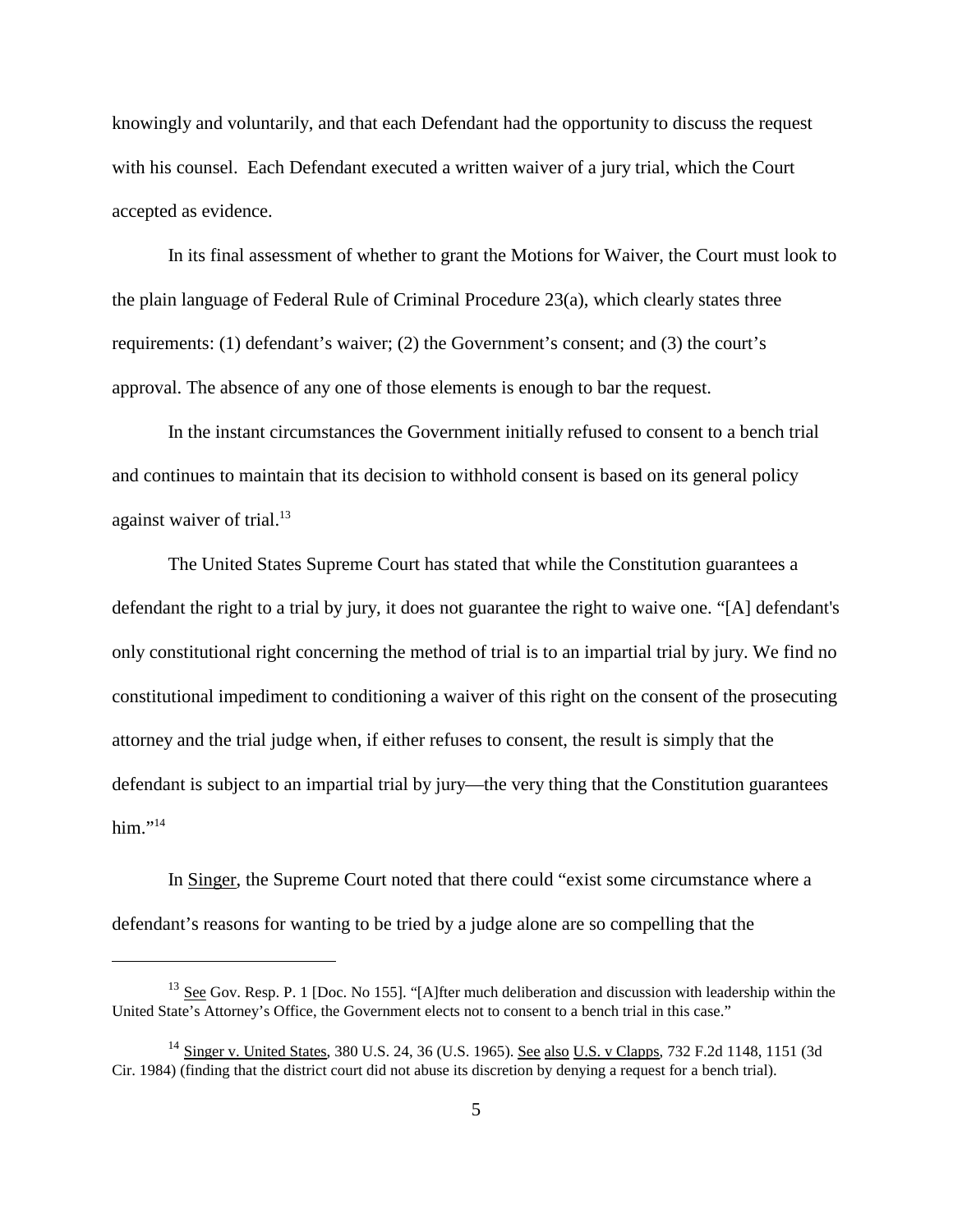knowingly and voluntarily, and that each Defendant had the opportunity to discuss the request with his counsel. Each Defendant executed a written waiver of a jury trial, which the Court accepted as evidence.

In its final assessment of whether to grant the Motions for Waiver, the Court must look to the plain language of Federal Rule of Criminal Procedure 23(a), which clearly states three requirements: (1) defendant's waiver; (2) the Government's consent; and (3) the court's approval. The absence of any one of those elements is enough to bar the request.

In the instant circumstances the Government initially refused to consent to a bench trial and continues to maintain that its decision to withhold consent is based on its general policy against waiver of trial.[13]

The United States Supreme Court has stated that while the Constitution guarantees a defendant the right to a trial by jury, it does not guarantee the right to waive one. "[A] defendant's only constitutional right concerning the method of trial is to an impartial trial by jury. We find no constitutional impediment to conditioning a waiver of this right on the consent of the prosecuting attorney and the trial judge when, if either refuses to consent, the result is simply that the defendant is subject to an impartial trial by jury—the very thing that the Constitution guarantees him."[14]

In Singer, the Supreme Court noted that there could "exist some circumstance where a defendant's reasons for wanting to be tried by a judge alone are so compelling that the

---

[13] See Gov. Resp. P. 1 [Doc. No 155]. "[A]fter much deliberation and discussion with leadership within the United State's Attorney's Office, the Government elects not to consent to a bench trial in this case."

[14] Singer v. United States, 380 U.S. 24, 36 (U.S. 1965). See also U.S. v Clapps, 732 F.2d 1148, 1151 (3d Cir. 1984) (finding that the district court did not abuse its discretion by denying a request for a bench trial).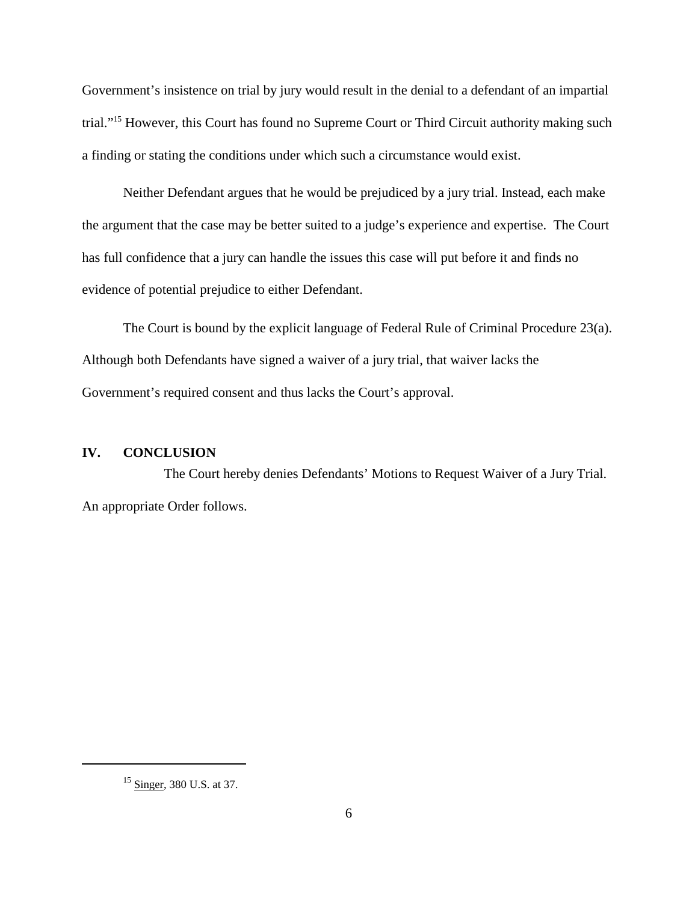Government's insistence on trial by jury would result in the denial to a defendant of an impartial trial."[15] However, this Court has found no Supreme Court or Third Circuit authority making such a finding or stating the conditions under which such a circumstance would exist.

Neither Defendant argues that he would be prejudiced by a jury trial. Instead, each make the argument that the case may be better suited to a judge's experience and expertise. The Court has full confidence that a jury can handle the issues this case will put before it and finds no evidence of potential prejudice to either Defendant.

The Court is bound by the explicit language of Federal Rule of Criminal Procedure 23(a). Although both Defendants have signed a waiver of a jury trial, that waiver lacks the Government's required consent and thus lacks the Court's approval.

## IV. CONCLUSION

The Court hereby denies Defendants' Motions to Request Waiver of a Jury Trial. An appropriate Order follows.

---

[15] Singer, 380 U.S. at 37.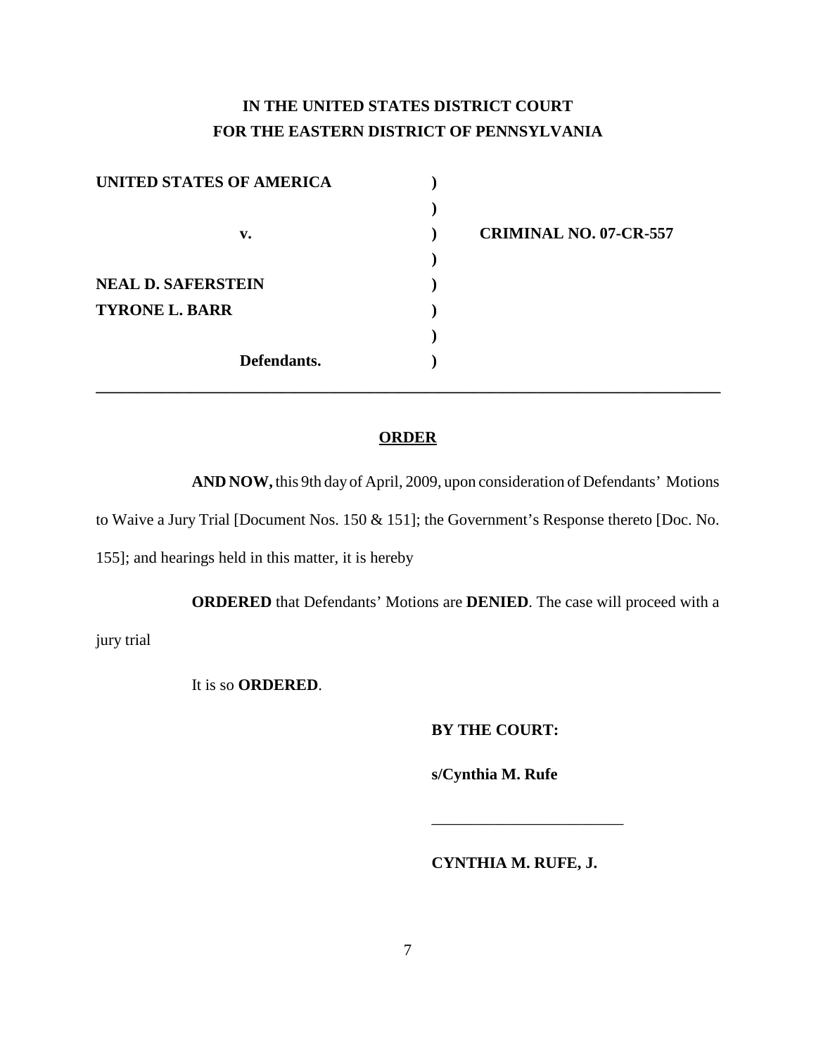**IN THE UNITED STATES DISTRICT COURT**
**FOR THE EASTERN DISTRICT OF PENNSYLVANIA**

| | | |
|---|---|---|
| **UNITED STATES OF AMERICA** | **)** | |
| | **)** | |
| **v.** | **)** | **CRIMINAL NO. 07-CR-557** |
| | **)** | |
| **NEAL D. SAFERSTEIN** | **)** | |
| **TYRONE L. BARR** | **)** | |
| | **)** | |
| **Defendants.** | **)** | |

---

**ORDER**

**AND NOW,** this 9th day of April, 2009, upon consideration of Defendants' Motions to Waive a Jury Trial [Document Nos. 150 & 151]; the Government's Response thereto [Doc. No. 155]; and hearings held in this matter, it is hereby

**ORDERED** that Defendants' Motions are **DENIED**. The case will proceed with a jury trial

It is so **ORDERED**.

**BY THE COURT:**

**s/Cynthia M. Rufe**

\_\_\_\_\_\_\_\_\_\_\_\_\_\_\_\_\_\_\_\_\_\_\_\_

**CYNTHIA M. RUFE, J.**